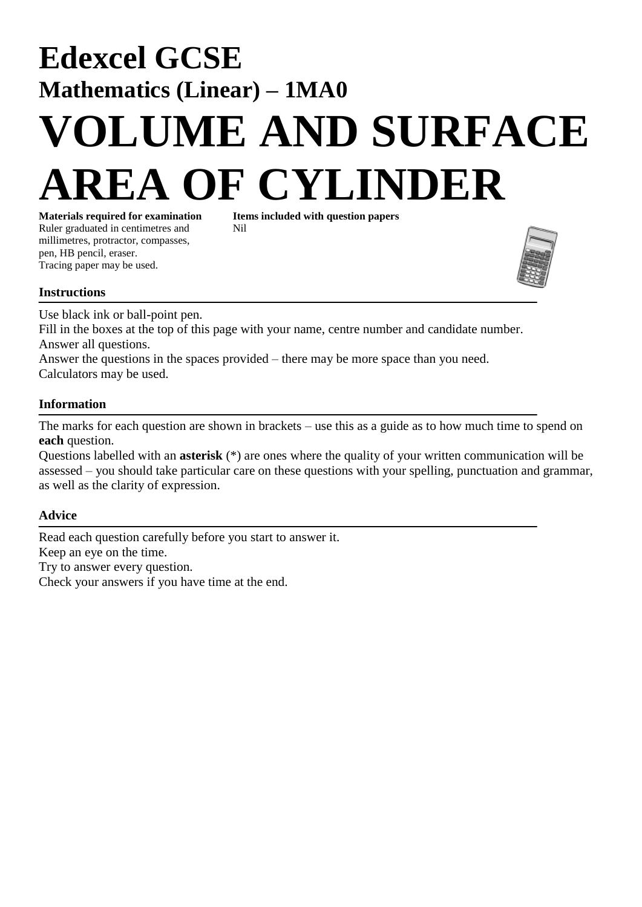# Edexcel GCSE

## Mathematics (Linear) – 1MA0

# VOLUME AND SURFACE AREA OF CYLINDER

**Materials required for examination**
Ruler graduated in centimetres and millimetres, protractor, compasses, pen, HB pencil, eraser.
Tracing paper may be used.

**Items included with question papers**
Nil

### Instructions

Use black ink or ball-point pen.
Fill in the boxes at the top of this page with your name, centre number and candidate number.
Answer all questions.
Answer the questions in the spaces provided – there may be more space than you need.
Calculators may be used.

### Information

The marks for each question are shown in brackets – use this as a guide as to how much time to spend on **each** question.
Questions labelled with an **asterisk** (*) are ones where the quality of your written communication will be assessed – you should take particular care on these questions with your spelling, punctuation and grammar, as well as the clarity of expression.

### Advice

Read each question carefully before you start to answer it.
Keep an eye on the time.
Try to answer every question.
Check your answers if you have time at the end.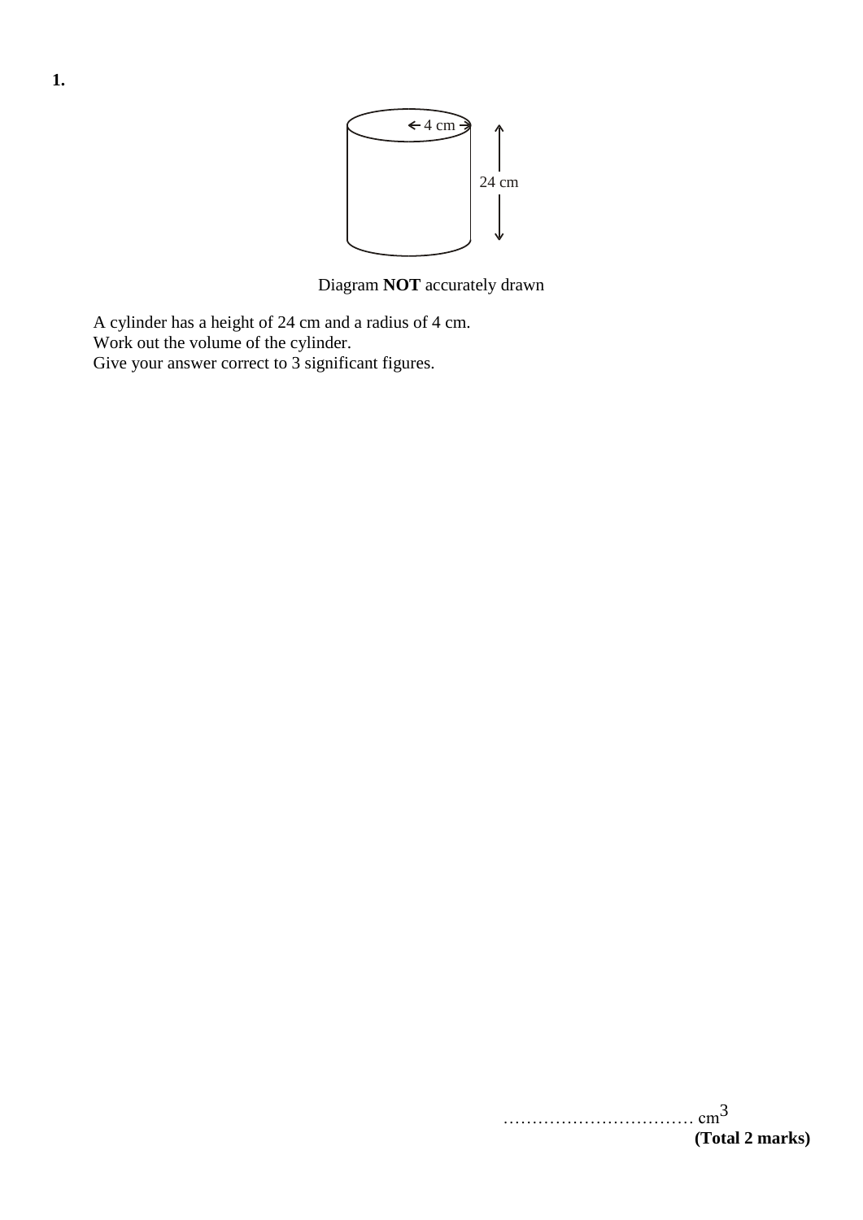**1.**

Diagram **NOT** accurately drawn

A cylinder has a height of 24 cm and a radius of 4 cm.
Work out the volume of the cylinder.
Give your answer correct to 3 significant figures.

…………………………… $cm^3$

**(Total 2 marks)**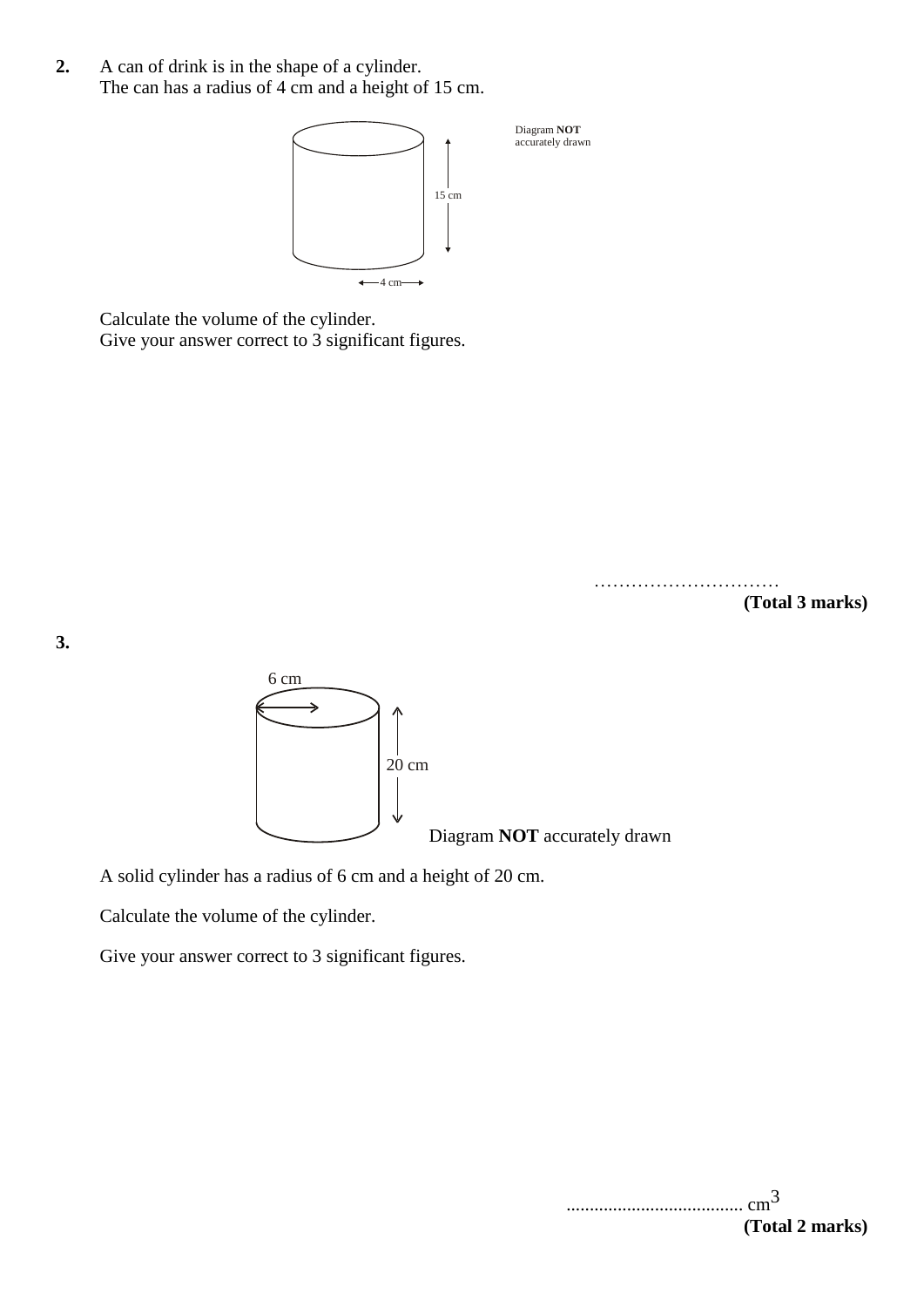**2.** A can of drink is in the shape of a cylinder.
The can has a radius of 4 cm and a height of 15 cm.

Diagram **NOT** accurately drawn

15 cm

4 cm

Calculate the volume of the cylinder.
Give your answer correct to 3 significant figures.

…………………………

**(Total 3 marks)**

**3.**

6 cm

20 cm

Diagram **NOT** accurately drawn

A solid cylinder has a radius of 6 cm and a height of 20 cm.

Calculate the volume of the cylinder.

Give your answer correct to 3 significant figures.

...................................... $cm^3$

**(Total 2 marks)**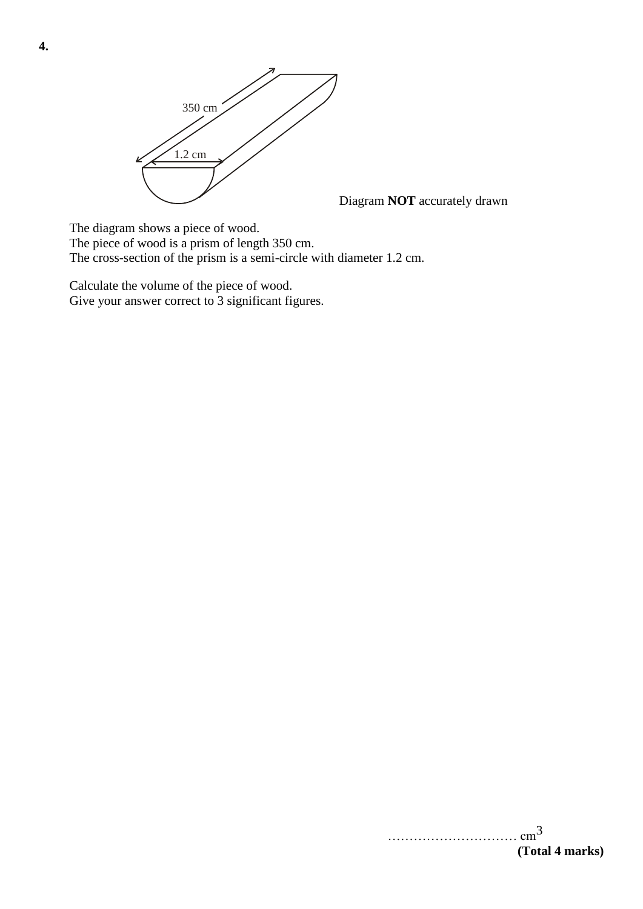**4.**

350 cm

1.2 cm

Diagram **NOT** accurately drawn

The diagram shows a piece of wood.
The piece of wood is a prism of length 350 cm.
The cross-section of the prism is a semi-circle with diameter 1.2 cm.

Calculate the volume of the piece of wood.
Give your answer correct to 3 significant figures.

………………………… $cm^3$

**(Total 4 marks)**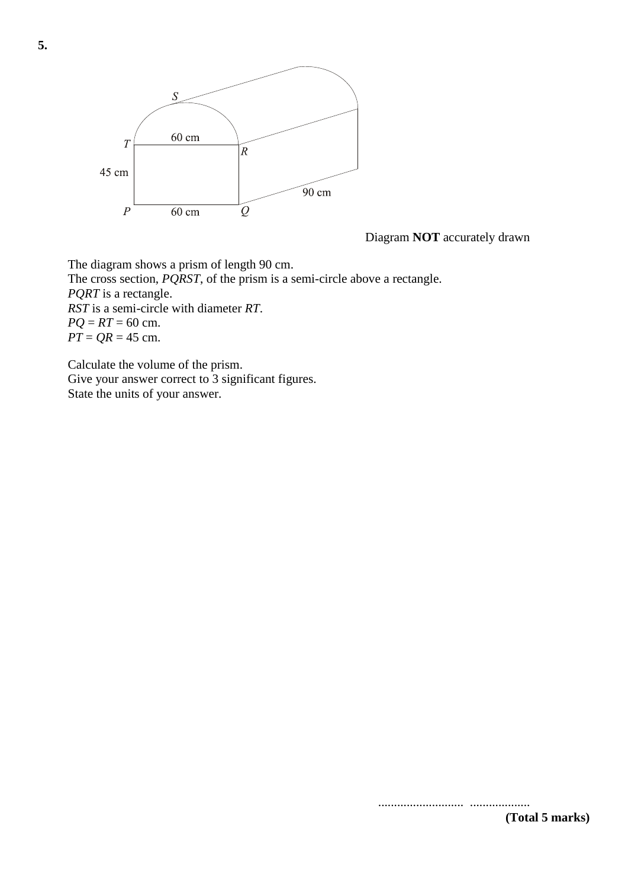**5.**

Diagram **NOT** accurately drawn

The diagram shows a prism of length 90 cm.
The cross section, *PQRST*, of the prism is a semi-circle above a rectangle.
*PQRT* is a rectangle.
*RST* is a semi-circle with diameter *RT*.
*PQ* = *RT* = 60 cm.
*PT* = *QR* = 45 cm.

Calculate the volume of the prism.
Give your answer correct to 3 significant figures.
State the units of your answer.

.......................... ..................

**(Total 5 marks)**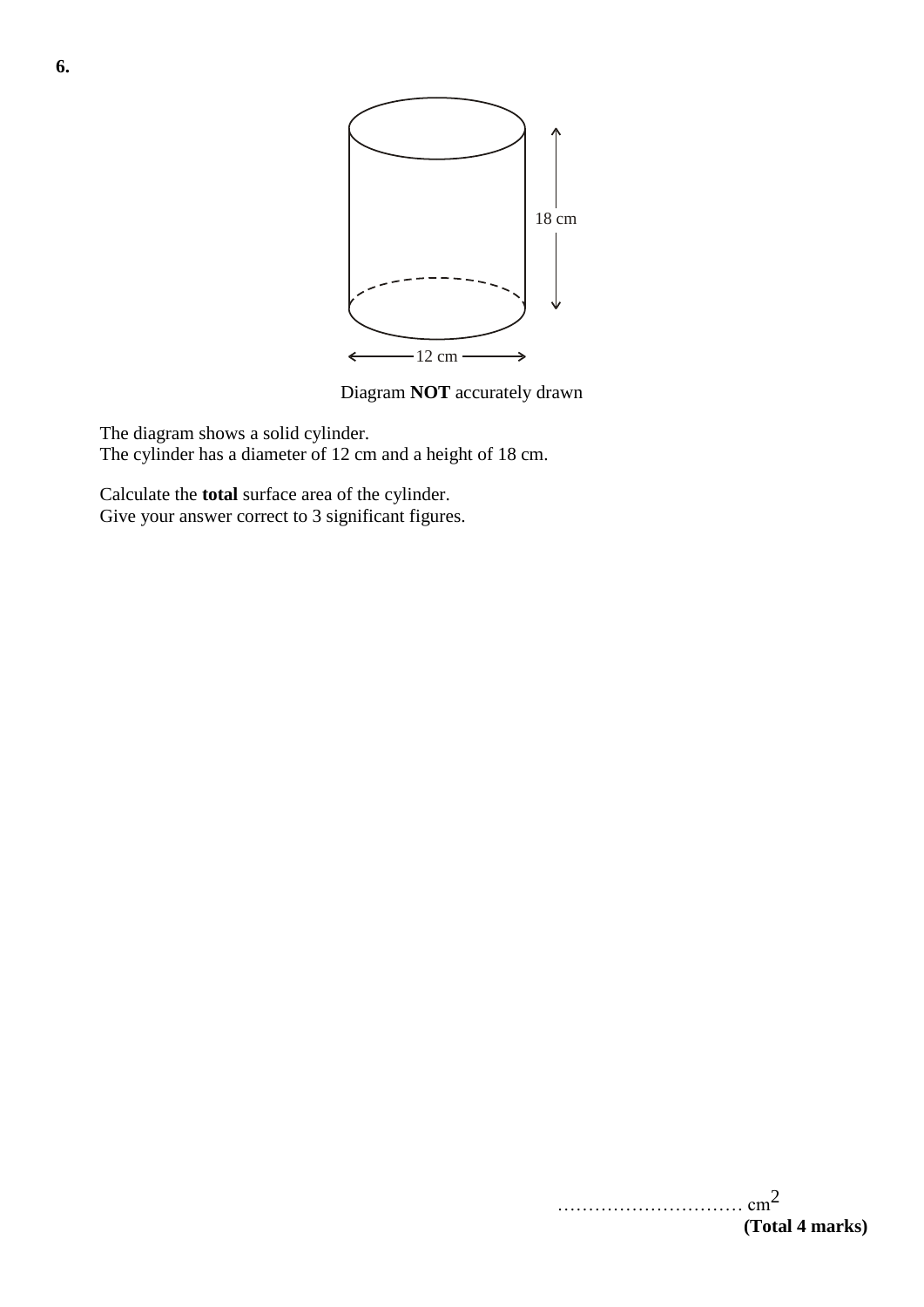**6.**

18 cm

12 cm

Diagram **NOT** accurately drawn

The diagram shows a solid cylinder.
The cylinder has a diameter of 12 cm and a height of 18 cm.

Calculate the **total** surface area of the cylinder.
Give your answer correct to 3 significant figures.

………………………… $cm^2$

**(Total 4 marks)**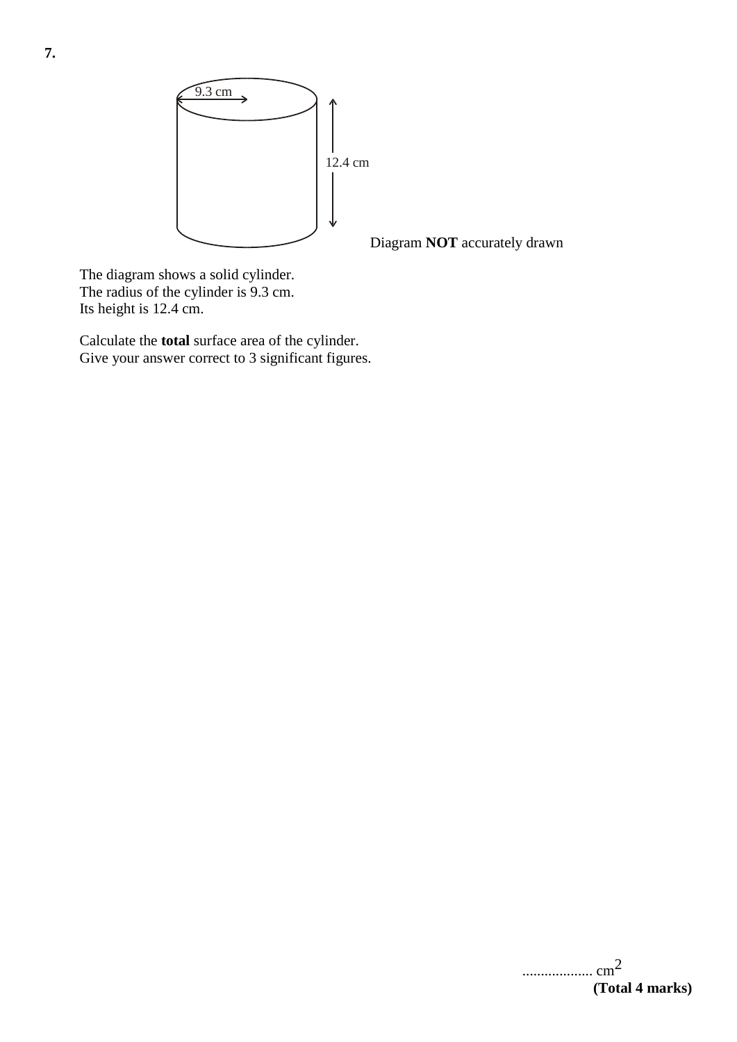**7.**

9.3 cm

12.4 cm

Diagram **NOT** accurately drawn

The diagram shows a solid cylinder.
The radius of the cylinder is 9.3 cm.
Its height is 12.4 cm.

Calculate the **total** surface area of the cylinder.
Give your answer correct to 3 significant figures.

.................. $cm^2$

**(Total 4 marks)**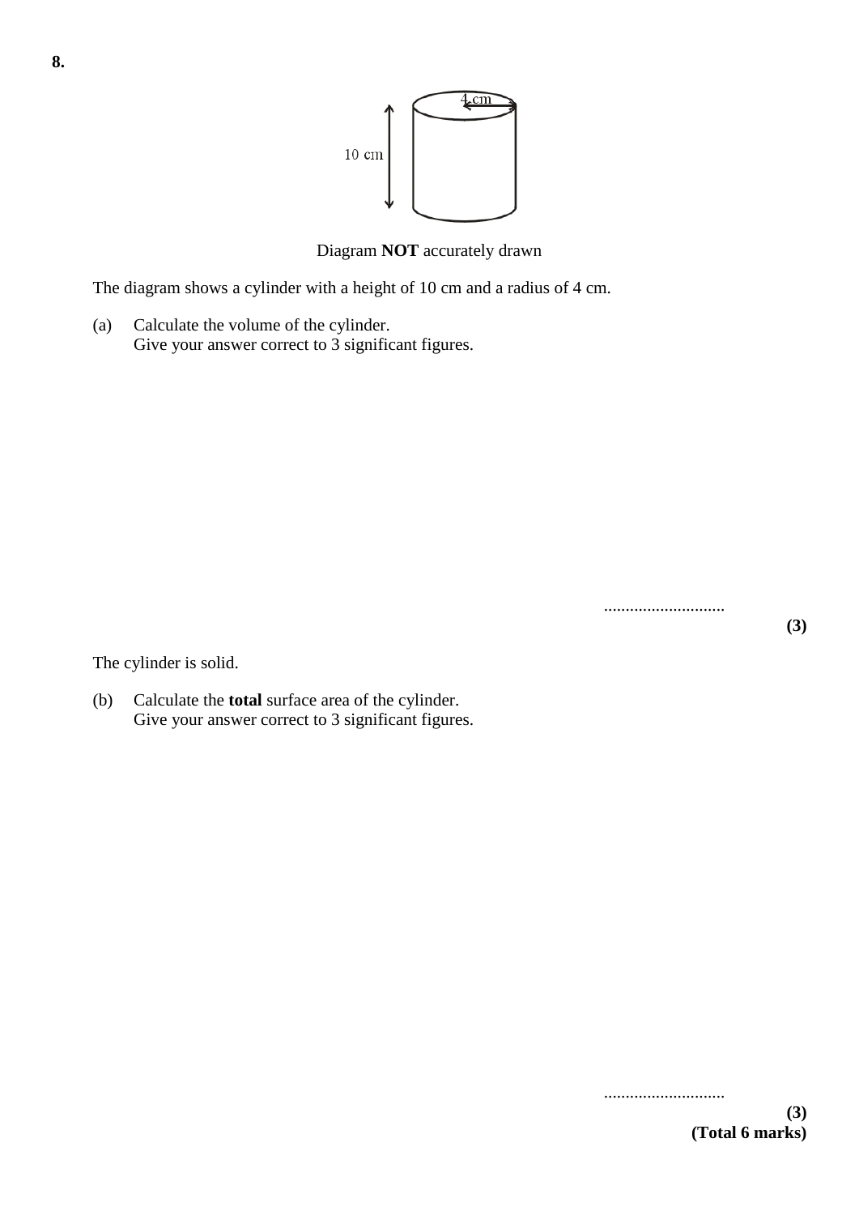**8.**

4 cm

10 cm

Diagram **NOT** accurately drawn

The diagram shows a cylinder with a height of 10 cm and a radius of 4 cm.

(a) Calculate the volume of the cylinder.
Give your answer correct to 3 significant figures.

............................

**(3)**

The cylinder is solid.

(b) Calculate the **total** surface area of the cylinder.
Give your answer correct to 3 significant figures.

............................

**(3)**

**(Total 6 marks)**